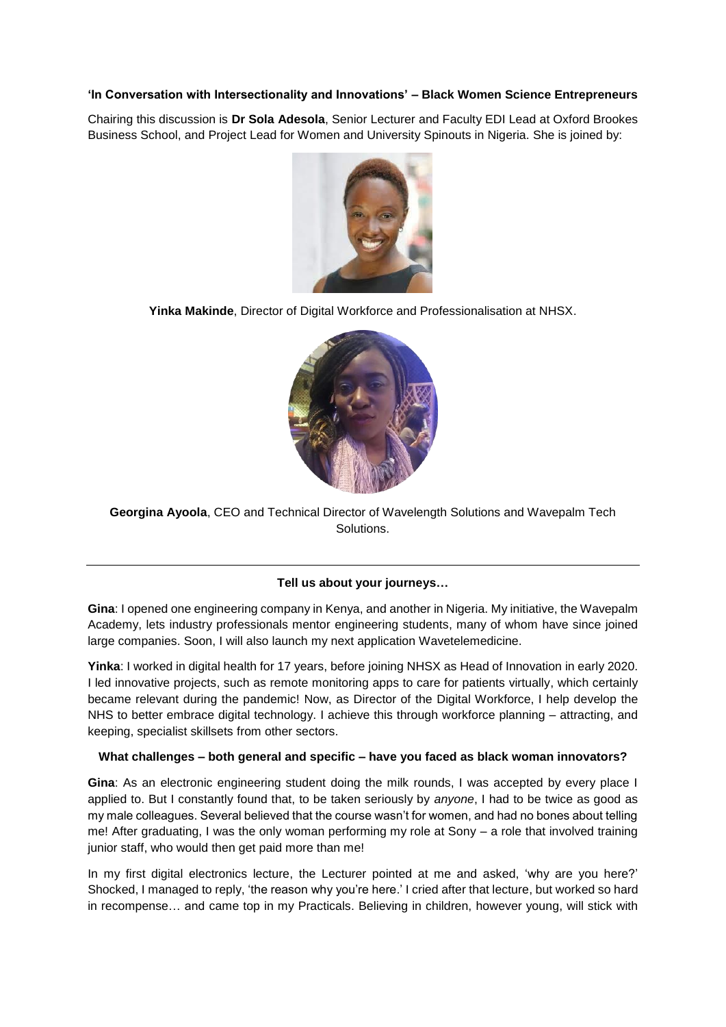**'In Conversation with Intersectionality and Innovations' – Black Women Science Entrepreneurs**

Chairing this discussion is **Dr Sola Adesola**, Senior Lecturer and Faculty EDI Lead at Oxford Brookes Business School, and Project Lead for Women and University Spinouts in Nigeria. She is joined by:

**Yinka Makinde**, Director of Digital Workforce and Professionalisation at NHSX.

**Georgina Ayoola**, CEO and Technical Director of Wavelength Solutions and Wavepalm Tech Solutions.

---

**Tell us about your journeys…**

**Gina**: I opened one engineering company in Kenya, and another in Nigeria. My initiative, the Wavepalm Academy, lets industry professionals mentor engineering students, many of whom have since joined large companies. Soon, I will also launch my next application Wavetelemedicine.

**Yinka**: I worked in digital health for 17 years, before joining NHSX as Head of Innovation in early 2020. I led innovative projects, such as remote monitoring apps to care for patients virtually, which certainly became relevant during the pandemic! Now, as Director of the Digital Workforce, I help develop the NHS to better embrace digital technology. I achieve this through workforce planning – attracting, and keeping, specialist skillsets from other sectors.

**What challenges – both general and specific – have you faced as black woman innovators?**

**Gina**: As an electronic engineering student doing the milk rounds, I was accepted by every place I applied to. But I constantly found that, to be taken seriously by *anyone*, I had to be twice as good as my male colleagues. Several believed that the course wasn't for women, and had no bones about telling me! After graduating, I was the only woman performing my role at Sony – a role that involved training junior staff, who would then get paid more than me!

In my first digital electronics lecture, the Lecturer pointed at me and asked, 'why are you here?' Shocked, I managed to reply, 'the reason why you're here.' I cried after that lecture, but worked so hard in recompense… and came top in my Practicals. Believing in children, however young, will stick with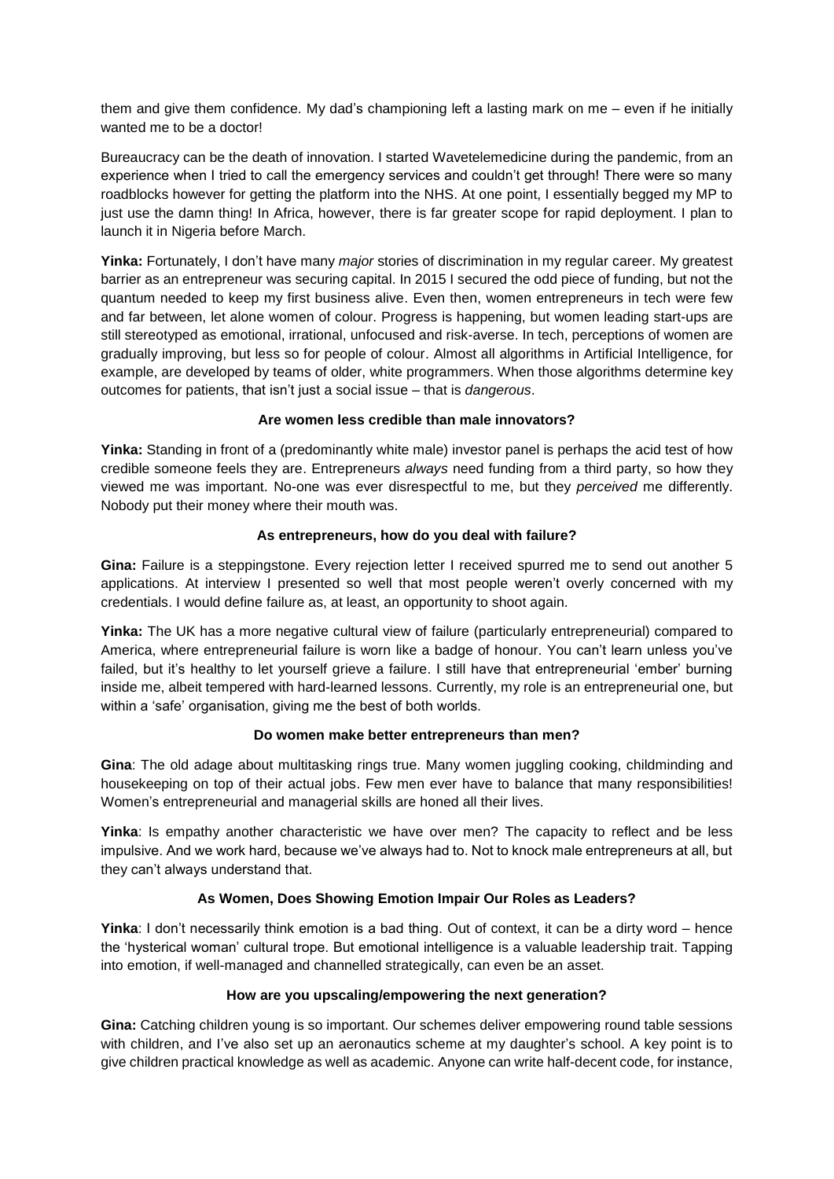them and give them confidence. My dad's championing left a lasting mark on me – even if he initially wanted me to be a doctor!

Bureaucracy can be the death of innovation. I started Wavetelemedicine during the pandemic, from an experience when I tried to call the emergency services and couldn't get through! There were so many roadblocks however for getting the platform into the NHS. At one point, I essentially begged my MP to just use the damn thing! In Africa, however, there is far greater scope for rapid deployment. I plan to launch it in Nigeria before March.

**Yinka:** Fortunately, I don't have many *major* stories of discrimination in my regular career. My greatest barrier as an entrepreneur was securing capital. In 2015 I secured the odd piece of funding, but not the quantum needed to keep my first business alive. Even then, women entrepreneurs in tech were few and far between, let alone women of colour. Progress is happening, but women leading start-ups are still stereotyped as emotional, irrational, unfocused and risk-averse. In tech, perceptions of women are gradually improving, but less so for people of colour. Almost all algorithms in Artificial Intelligence, for example, are developed by teams of older, white programmers. When those algorithms determine key outcomes for patients, that isn't just a social issue – that is *dangerous*.

**Are women less credible than male innovators?**

**Yinka:** Standing in front of a (predominantly white male) investor panel is perhaps the acid test of how credible someone feels they are. Entrepreneurs *always* need funding from a third party, so how they viewed me was important. No-one was ever disrespectful to me, but they *perceived* me differently. Nobody put their money where their mouth was.

**As entrepreneurs, how do you deal with failure?**

**Gina:** Failure is a steppingstone. Every rejection letter I received spurred me to send out another 5 applications. At interview I presented so well that most people weren't overly concerned with my credentials. I would define failure as, at least, an opportunity to shoot again.

**Yinka:** The UK has a more negative cultural view of failure (particularly entrepreneurial) compared to America, where entrepreneurial failure is worn like a badge of honour. You can't learn unless you've failed, but it's healthy to let yourself grieve a failure. I still have that entrepreneurial 'ember' burning inside me, albeit tempered with hard-learned lessons. Currently, my role is an entrepreneurial one, but within a 'safe' organisation, giving me the best of both worlds.

**Do women make better entrepreneurs than men?**

**Gina**: The old adage about multitasking rings true. Many women juggling cooking, childminding and housekeeping on top of their actual jobs. Few men ever have to balance that many responsibilities! Women's entrepreneurial and managerial skills are honed all their lives.

**Yinka**: Is empathy another characteristic we have over men? The capacity to reflect and be less impulsive. And we work hard, because we've always had to. Not to knock male entrepreneurs at all, but they can't always understand that.

**As Women, Does Showing Emotion Impair Our Roles as Leaders?**

**Yinka**: I don't necessarily think emotion is a bad thing. Out of context, it can be a dirty word – hence the 'hysterical woman' cultural trope. But emotional intelligence is a valuable leadership trait. Tapping into emotion, if well-managed and channelled strategically, can even be an asset.

**How are you upscaling/empowering the next generation?**

**Gina:** Catching children young is so important. Our schemes deliver empowering round table sessions with children, and I've also set up an aeronautics scheme at my daughter's school. A key point is to give children practical knowledge as well as academic. Anyone can write half-decent code, for instance,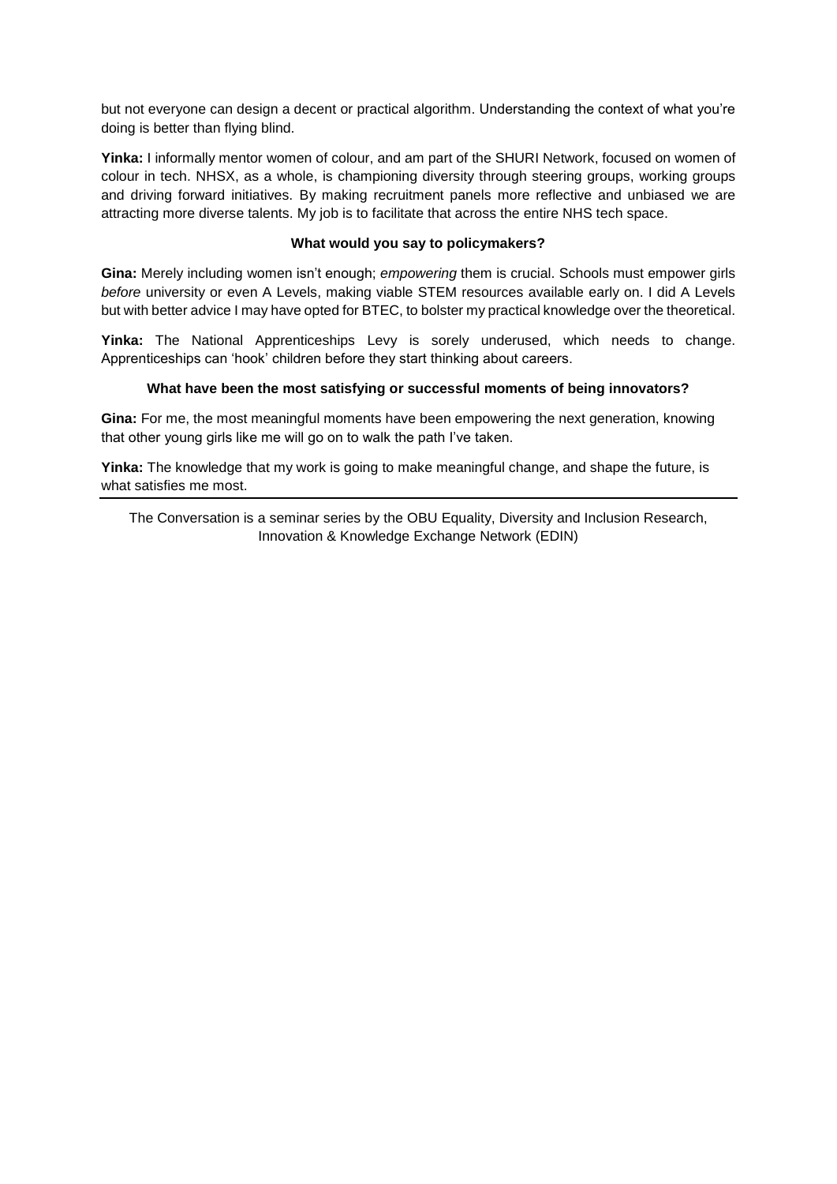but not everyone can design a decent or practical algorithm. Understanding the context of what you're doing is better than flying blind.

**Yinka:** I informally mentor women of colour, and am part of the SHURI Network, focused on women of colour in tech. NHSX, as a whole, is championing diversity through steering groups, working groups and driving forward initiatives. By making recruitment panels more reflective and unbiased we are attracting more diverse talents. My job is to facilitate that across the entire NHS tech space.

**What would you say to policymakers?**

**Gina:** Merely including women isn't enough; *empowering* them is crucial. Schools must empower girls *before* university or even A Levels, making viable STEM resources available early on. I did A Levels but with better advice I may have opted for BTEC, to bolster my practical knowledge over the theoretical.

**Yinka:** The National Apprenticeships Levy is sorely underused, which needs to change. Apprenticeships can 'hook' children before they start thinking about careers.

**What have been the most satisfying or successful moments of being innovators?**

**Gina:** For me, the most meaningful moments have been empowering the next generation, knowing that other young girls like me will go on to walk the path I've taken.

**Yinka:** The knowledge that my work is going to make meaningful change, and shape the future, is what satisfies me most.

---

The Conversation is a seminar series by the OBU Equality, Diversity and Inclusion Research, Innovation & Knowledge Exchange Network (EDIN)